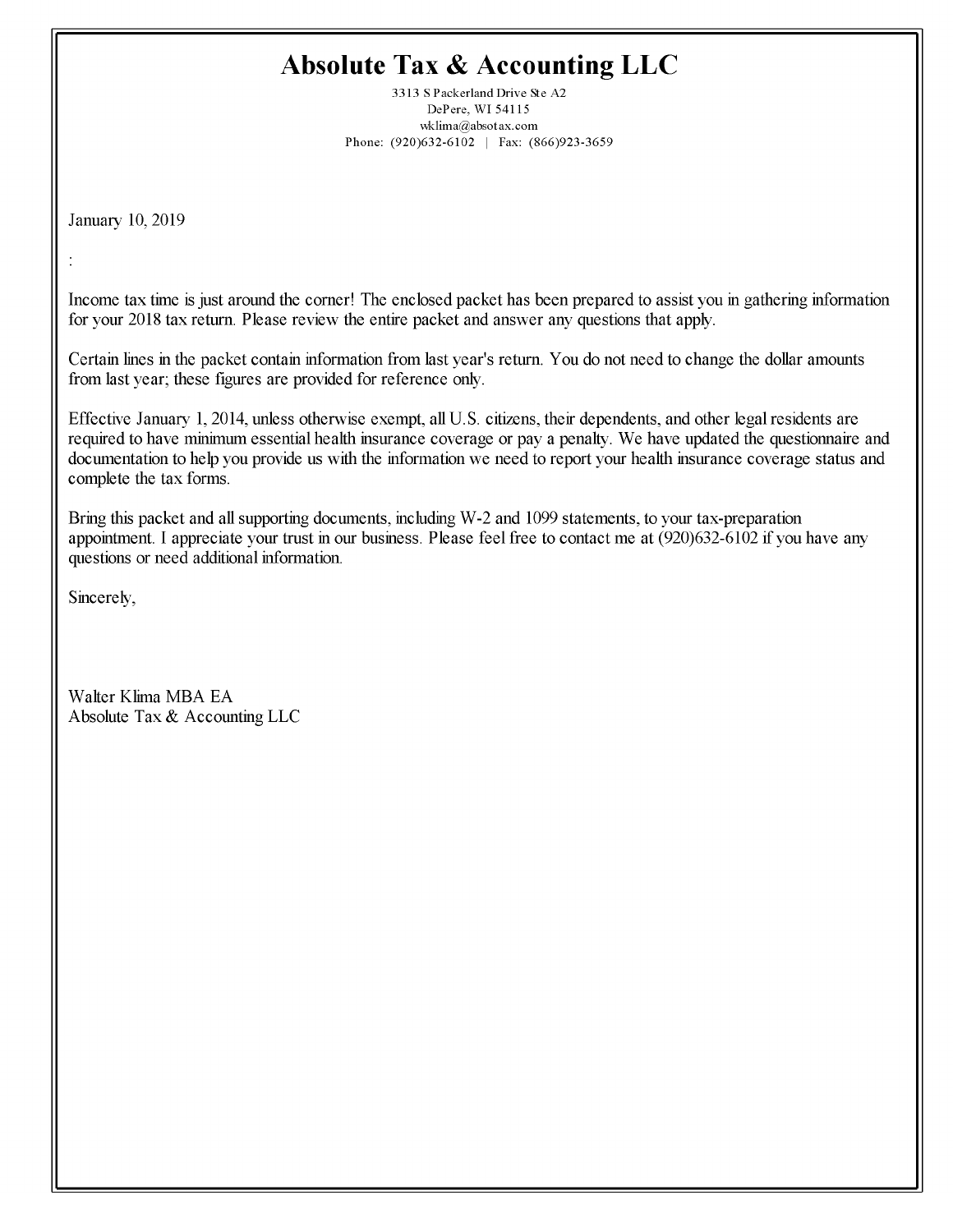# Absolute Tax & Accounting LLC

3313 S Packerland Drive Ste A2
DePere, WI 54115
wklima@absotax.com
Phone: (920)632-6102 | Fax: (866)923-3659

January 10, 2019

:

Income tax time is just around the corner! The enclosed packet has been prepared to assist you in gathering information for your 2018 tax return. Please review the entire packet and answer any questions that apply.

Certain lines in the packet contain information from last year's return. You do not need to change the dollar amounts from last year; these figures are provided for reference only.

Effective January 1, 2014, unless otherwise exempt, all U.S. citizens, their dependents, and other legal residents are required to have minimum essential health insurance coverage or pay a penalty. We have updated the questionnaire and documentation to help you provide us with the information we need to report your health insurance coverage status and complete the tax forms.

Bring this packet and all supporting documents, including W-2 and 1099 statements, to your tax-preparation appointment. I appreciate your trust in our business. Please feel free to contact me at (920)632-6102 if you have any questions or need additional information.

Sincerely,

Walter Klima MBA EA
Absolute Tax & Accounting LLC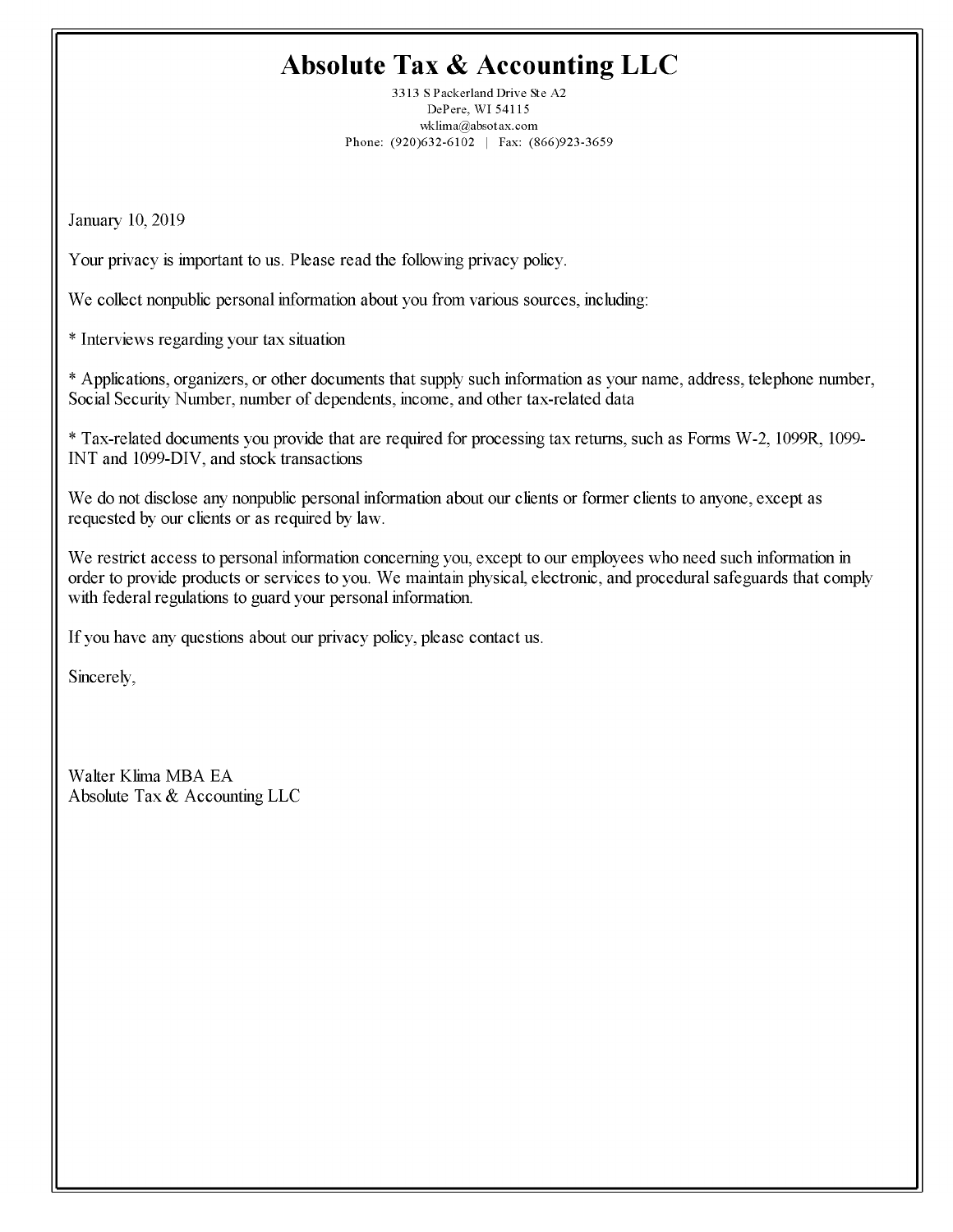# Absolute Tax & Accounting LLC

3313 S Packerland Drive Ste A2
DePere, WI 54115
wklima@absotax.com
Phone: (920)632-6102 | Fax: (866)923-3659

January 10, 2019

Your privacy is important to us. Please read the following privacy policy.

We collect nonpublic personal information about you from various sources, including:

* Interviews regarding your tax situation

* Applications, organizers, or other documents that supply such information as your name, address, telephone number, Social Security Number, number of dependents, income, and other tax-related data

* Tax-related documents you provide that are required for processing tax returns, such as Forms W-2, 1099R, 1099-INT and 1099-DIV, and stock transactions

We do not disclose any nonpublic personal information about our clients or former clients to anyone, except as requested by our clients or as required by law.

We restrict access to personal information concerning you, except to our employees who need such information in order to provide products or services to you. We maintain physical, electronic, and procedural safeguards that comply with federal regulations to guard your personal information.

If you have any questions about our privacy policy, please contact us.

Sincerely,

Walter Klima MBA EA
Absolute Tax & Accounting LLC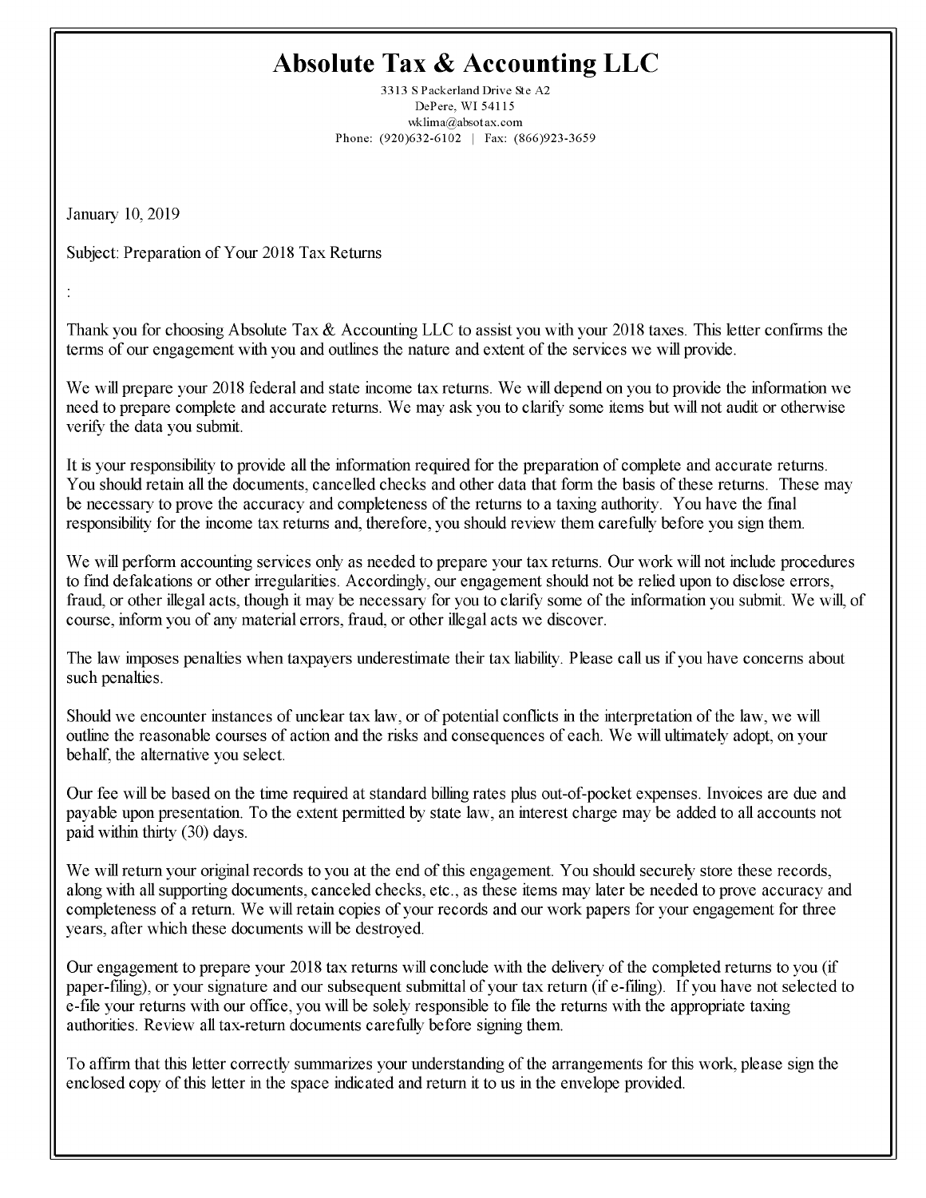# Absolute Tax & Accounting LLC

3313 S Packerland Drive Ste A2
DePere, WI 54115
wklima@absotax.com
Phone: (920)632-6102 | Fax: (866)923-3659

January 10, 2019

Subject: Preparation of Your 2018 Tax Returns

:

Thank you for choosing Absolute Tax & Accounting LLC to assist you with your 2018 taxes. This letter confirms the terms of our engagement with you and outlines the nature and extent of the services we will provide.

We will prepare your 2018 federal and state income tax returns. We will depend on you to provide the information we need to prepare complete and accurate returns. We may ask you to clarify some items but will not audit or otherwise verify the data you submit.

It is your responsibility to provide all the information required for the preparation of complete and accurate returns. You should retain all the documents, cancelled checks and other data that form the basis of these returns. These may be necessary to prove the accuracy and completeness of the returns to a taxing authority. You have the final responsibility for the income tax returns and, therefore, you should review them carefully before you sign them.

We will perform accounting services only as needed to prepare your tax returns. Our work will not include procedures to find defalcations or other irregularities. Accordingly, our engagement should not be relied upon to disclose errors, fraud, or other illegal acts, though it may be necessary for you to clarify some of the information you submit. We will, of course, inform you of any material errors, fraud, or other illegal acts we discover.

The law imposes penalties when taxpayers underestimate their tax liability. Please call us if you have concerns about such penalties.

Should we encounter instances of unclear tax law, or of potential conflicts in the interpretation of the law, we will outline the reasonable courses of action and the risks and consequences of each. We will ultimately adopt, on your behalf, the alternative you select.

Our fee will be based on the time required at standard billing rates plus out-of-pocket expenses. Invoices are due and payable upon presentation. To the extent permitted by state law, an interest charge may be added to all accounts not paid within thirty (30) days.

We will return your original records to you at the end of this engagement. You should securely store these records, along with all supporting documents, canceled checks, etc., as these items may later be needed to prove accuracy and completeness of a return. We will retain copies of your records and our work papers for your engagement for three years, after which these documents will be destroyed.

Our engagement to prepare your 2018 tax returns will conclude with the delivery of the completed returns to you (if paper-filing), or your signature and our subsequent submittal of your tax return (if e-filing). If you have not selected to e-file your returns with our office, you will be solely responsible to file the returns with the appropriate taxing authorities. Review all tax-return documents carefully before signing them.

To affirm that this letter correctly summarizes your understanding of the arrangements for this work, please sign the enclosed copy of this letter in the space indicated and return it to us in the envelope provided.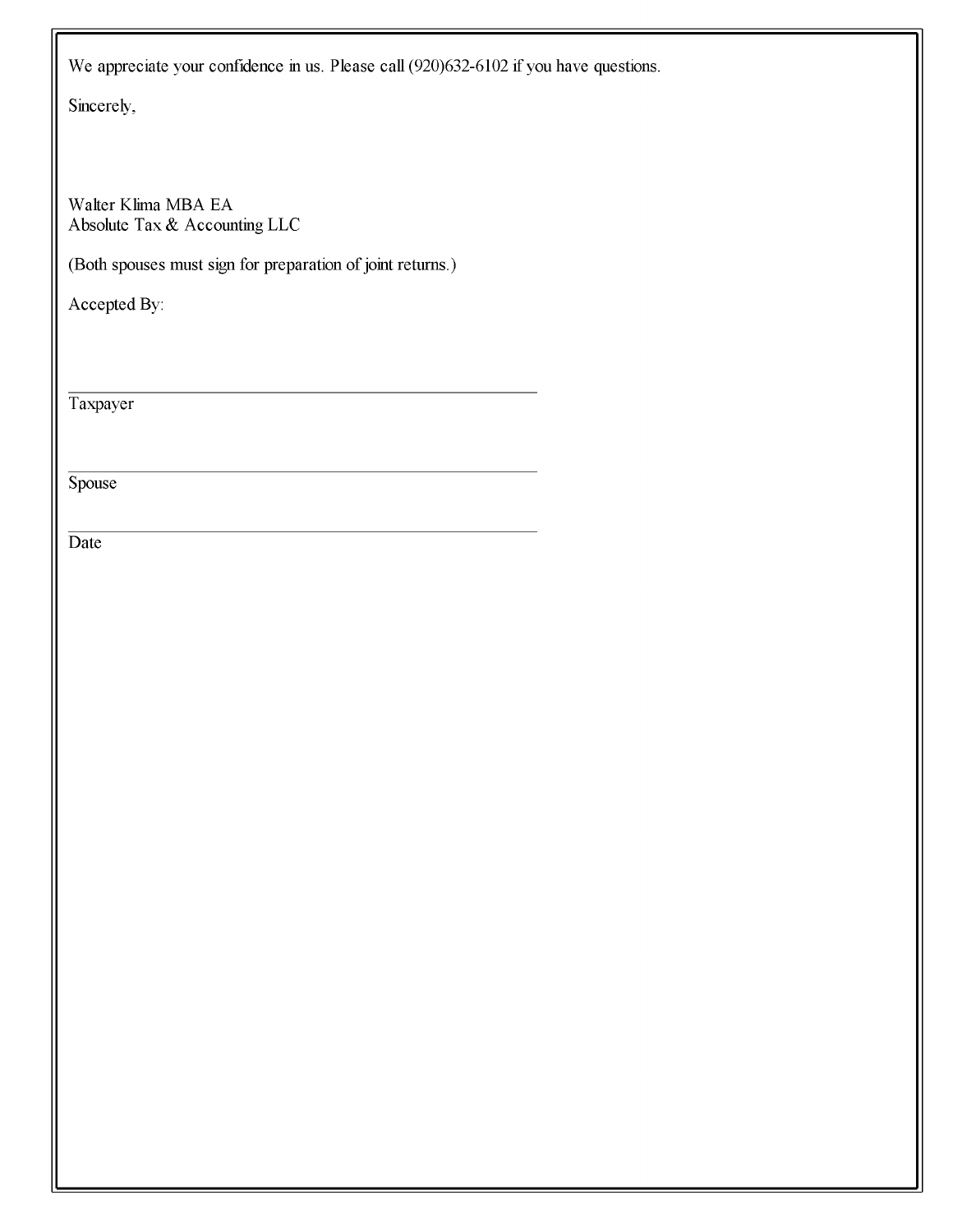We appreciate your confidence in us. Please call (920)632-6102 if you have questions.

Sincerely,

Walter Klima MBA EA
Absolute Tax & Accounting LLC

(Both spouses must sign for preparation of joint returns.)

Accepted By:

\_\_\_\_\_\_\_\_\_\_\_\_\_\_\_\_\_\_\_\_\_\_\_\_\_\_\_\_\_\_\_\_\_\_\_\_\_\_\_\_\_\_\_\_\_\_\_\_
Taxpayer

\_\_\_\_\_\_\_\_\_\_\_\_\_\_\_\_\_\_\_\_\_\_\_\_\_\_\_\_\_\_\_\_\_\_\_\_\_\_\_\_\_\_\_\_\_\_\_\_
Spouse

\_\_\_\_\_\_\_\_\_\_\_\_\_\_\_\_\_\_\_\_\_\_\_\_\_\_\_\_\_\_\_\_\_\_\_\_\_\_\_\_\_\_\_\_\_\_\_\_
Date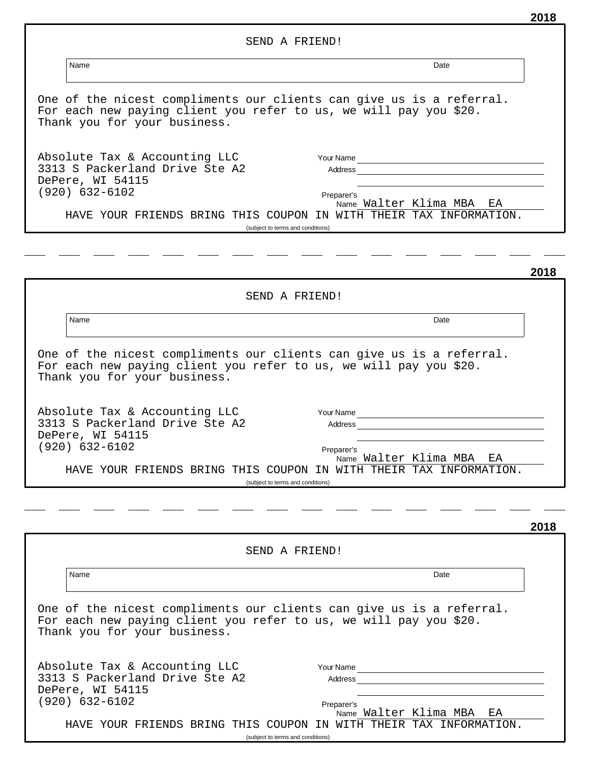2018

SEND A FRIEND!

Name Date

One of the nicest compliments our clients can give us is a referral.
For each new paying client you refer to us, we will pay you $20.
Thank you for your business.

Absolute Tax & Accounting LLC
3313 S Packerland Drive Ste A2
DePere, WI 54115
(920) 632-6102

Your Name
Address

Preparer's Name Walter Klima MBA EA

HAVE YOUR FRIENDS BRING THIS COUPON IN WITH THEIR TAX INFORMATION.

(subject to terms and conditions)

---

2018

SEND A FRIEND!

Name Date

One of the nicest compliments our clients can give us is a referral.
For each new paying client you refer to us, we will pay you $20.
Thank you for your business.

Absolute Tax & Accounting LLC
3313 S Packerland Drive Ste A2
DePere, WI 54115
(920) 632-6102

Your Name
Address

Preparer's Name Walter Klima MBA EA

HAVE YOUR FRIENDS BRING THIS COUPON IN WITH THEIR TAX INFORMATION.

(subject to terms and conditions)

---

2018

SEND A FRIEND!

Name Date

One of the nicest compliments our clients can give us is a referral.
For each new paying client you refer to us, we will pay you $20.
Thank you for your business.

Absolute Tax & Accounting LLC
3313 S Packerland Drive Ste A2
DePere, WI 54115
(920) 632-6102

Your Name
Address

Preparer's Name Walter Klima MBA EA

HAVE YOUR FRIENDS BRING THIS COUPON IN WITH THEIR TAX INFORMATION.

(subject to terms and conditions)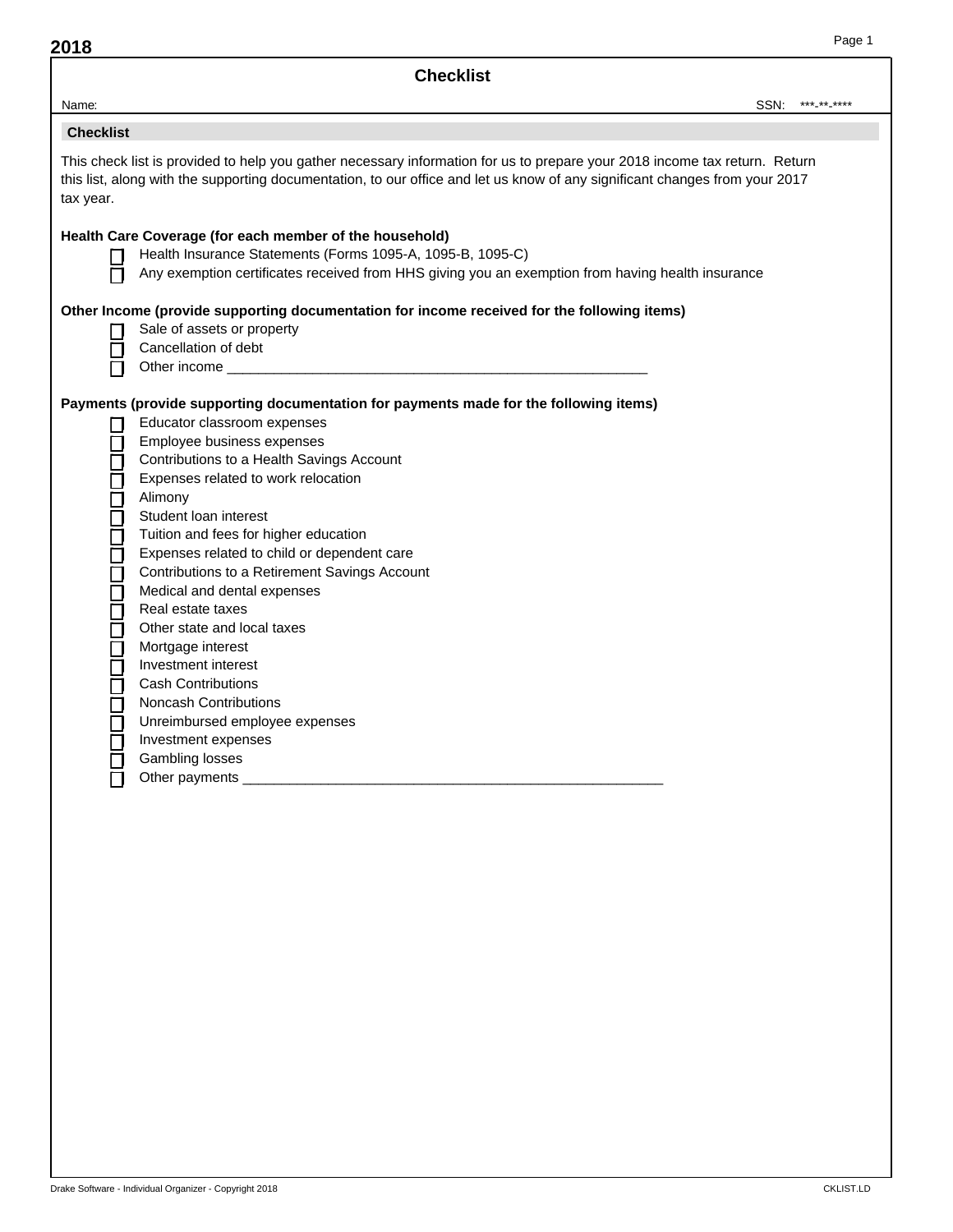**2018**

# Checklist

Name: SSN: ***-**-****

## Checklist

This check list is provided to help you gather necessary information for us to prepare your 2018 income tax return. Return this list, along with the supporting documentation, to our office and let us know of any significant changes from your 2017 tax year.

**Health Care Coverage (for each member of the household)**

- ☐ Health Insurance Statements (Forms 1095-A, 1095-B, 1095-C)
- ☐ Any exemption certificates received from HHS giving you an exemption from having health insurance

**Other Income (provide supporting documentation for income received for the following items)**

- ☐ Sale of assets or property
- ☐ Cancellation of debt
- ☐ Other income ________________________________________________________

**Payments (provide supporting documentation for payments made for the following items)**

- ☐ Educator classroom expenses
- ☐ Employee business expenses
- ☐ Contributions to a Health Savings Account
- ☐ Expenses related to work relocation
- ☐ Alimony
- ☐ Student loan interest
- ☐ Tuition and fees for higher education
- ☐ Expenses related to child or dependent care
- ☐ Contributions to a Retirement Savings Account
- ☐ Medical and dental expenses
- ☐ Real estate taxes
- ☐ Other state and local taxes
- ☐ Mortgage interest
- ☐ Investment interest
- ☐ Cash Contributions
- ☐ Noncash Contributions
- ☐ Unreimbursed employee expenses
- ☐ Investment expenses
- ☐ Gambling losses
- ☐ Other payments ________________________________________________________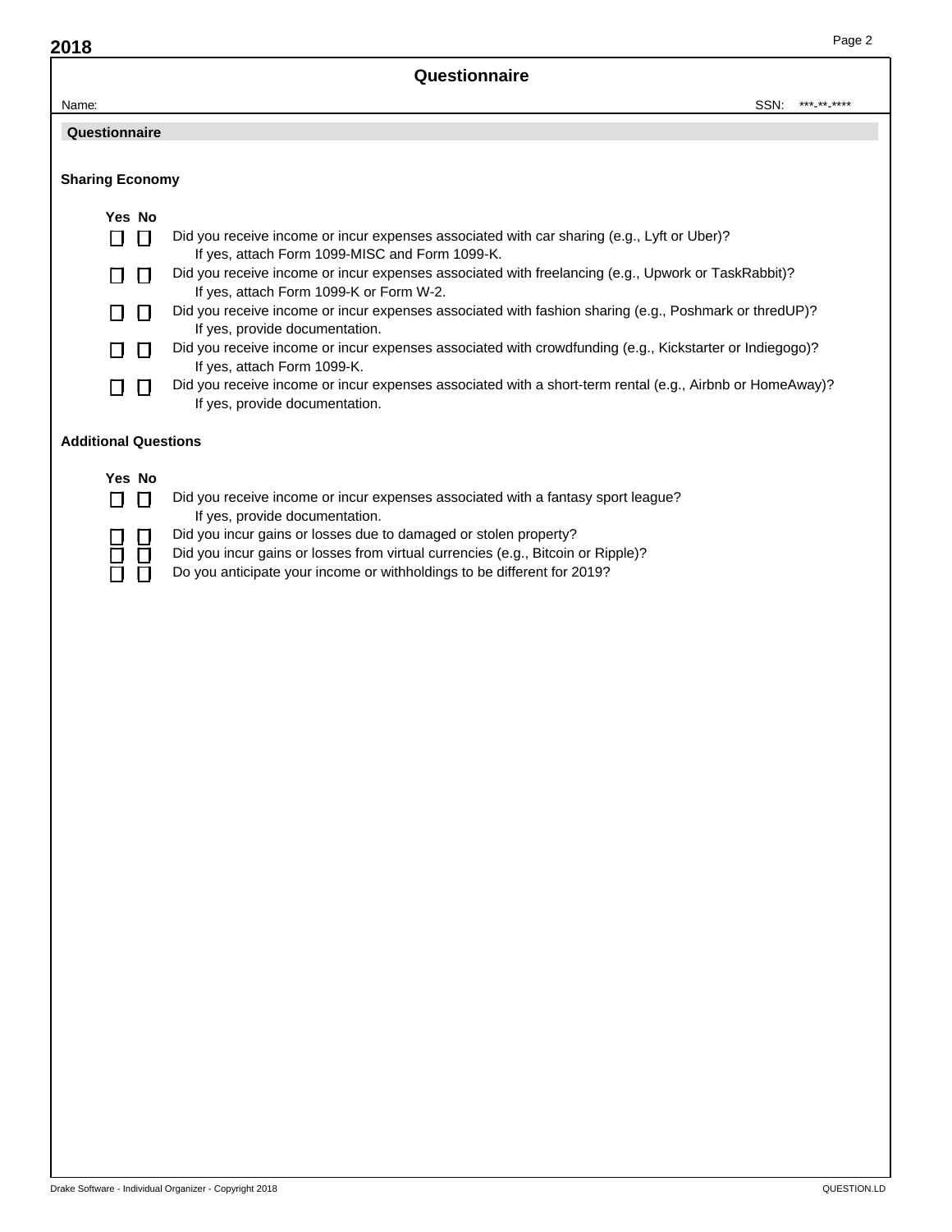# Questionnaire

Name: SSN: ***-**-****

## Questionnaire

### Sharing Economy

| Yes | No | |
|---|---|---|
| ☐ | ☐ | Did you receive income or incur expenses associated with car sharing (e.g., Lyft or Uber)? If yes, attach Form 1099-MISC and Form 1099-K. |
| ☐ | ☐ | Did you receive income or incur expenses associated with freelancing (e.g., Upwork or TaskRabbit)? If yes, attach Form 1099-K or Form W-2. |
| ☐ | ☐ | Did you receive income or incur expenses associated with fashion sharing (e.g., Poshmark or thredUP)? If yes, provide documentation. |
| ☐ | ☐ | Did you receive income or incur expenses associated with crowdfunding (e.g., Kickstarter or Indiegogo)? If yes, attach Form 1099-K. |
| ☐ | ☐ | Did you receive income or incur expenses associated with a short-term rental (e.g., Airbnb or HomeAway)? If yes, provide documentation. |

### Additional Questions

| Yes | No | |
|---|---|---|
| ☐ | ☐ | Did you receive income or incur expenses associated with a fantasy sport league? If yes, provide documentation. |
| ☐ | ☐ | Did you incur gains or losses due to damaged or stolen property? |
| ☐ | ☐ | Did you incur gains or losses from virtual currencies (e.g., Bitcoin or Ripple)? |
| ☐ | ☐ | Do you anticipate your income or withholdings to be different for 2019? |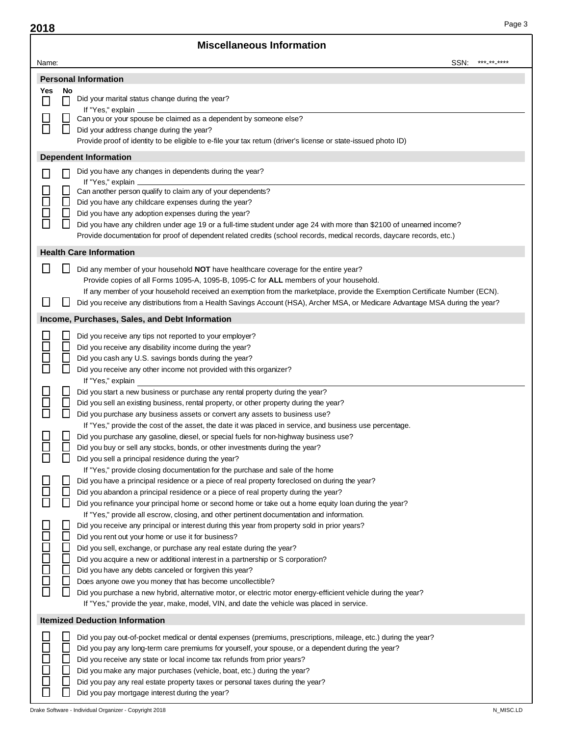**2018**

# Miscellaneous Information

Name: SSN: ***-**-****

## Personal Information

| Yes | No | |
|---|---|---|
| ☐ | ☐ | Did your marital status change during the year? |
| | | If "Yes," explain ______________________ |
| ☐ | ☐ | Can you or your spouse be claimed as a dependent by someone else? |
| ☐ | ☐ | Did your address change during the year? |
| | | Provide proof of identity to be eligible to e-file your tax return (driver's license or state-issued photo ID) |

## Dependent Information

| Yes | No | |
|---|---|---|
| ☐ | ☐ | Did you have any changes in dependents during the year? |
| | | If "Yes," explain ______________________ |
| ☐ | ☐ | Can another person qualify to claim any of your dependents? |
| ☐ | ☐ | Did you have any childcare expenses during the year? |
| ☐ | ☐ | Did you have any adoption expenses during the year? |
| ☐ | ☐ | Did you have any children under age 19 or a full-time student under age 24 with more than $2100 of unearned income? |
| | | Provide documentation for proof of dependent related credits (school records, medical records, daycare records, etc.) |

## Health Care Information

| Yes | No | |
|---|---|---|
| ☐ | ☐ | Did any member of your household **NOT** have healthcare coverage for the entire year? |
| | | Provide copies of all Forms 1095-A, 1095-B, 1095-C for **ALL** members of your household. |
| | | If any member of your household received an exemption from the marketplace, provide the Exemption Certificate Number (ECN). |
| ☐ | ☐ | Did you receive any distributions from a Health Savings Account (HSA), Archer MSA, or Medicare Advantage MSA during the year? |

## Income, Purchases, Sales, and Debt Information

| Yes | No | |
|---|---|---|
| ☐ | ☐ | Did you receive any tips not reported to your employer? |
| ☐ | ☐ | Did you receive any disability income during the year? |
| ☐ | ☐ | Did you cash any U.S. savings bonds during the year? |
| ☐ | ☐ | Did you receive any other income not provided with this organizer? |
| | | If "Yes," explain ______________________ |
| ☐ | ☐ | Did you start a new business or purchase any rental property during the year? |
| ☐ | ☐ | Did you sell an existing business, rental property, or other property during the year? |
| ☐ | ☐ | Did you purchase any business assets or convert any assets to business use? |
| | | If "Yes," provide the cost of the asset, the date it was placed in service, and business use percentage. |
| ☐ | ☐ | Did you purchase any gasoline, diesel, or special fuels for non-highway business use? |
| ☐ | ☐ | Did you buy or sell any stocks, bonds, or other investments during the year? |
| ☐ | ☐ | Did you sell a principal residence during the year? |
| | | If "Yes," provide closing documentation for the purchase and sale of the home |
| ☐ | ☐ | Did you have a principal residence or a piece of real property foreclosed on during the year? |
| ☐ | ☐ | Did you abandon a principal residence or a piece of real property during the year? |
| ☐ | ☐ | Did you refinance your principal home or second home or take out a home equity loan during the year? |
| | | If "Yes," provide all escrow, closing, and other pertinent documentation and information. |
| ☐ | ☐ | Did you receive any principal or interest during this year from property sold in prior years? |
| ☐ | ☐ | Did you rent out your home or use it for business? |
| ☐ | ☐ | Did you sell, exchange, or purchase any real estate during the year? |
| ☐ | ☐ | Did you acquire a new or additional interest in a partnership or S corporation? |
| ☐ | ☐ | Did you have any debts canceled or forgiven this year? |
| ☐ | ☐ | Does anyone owe you money that has become uncollectible? |
| ☐ | ☐ | Did you purchase a new hybrid, alternative motor, or electric motor energy-efficient vehicle during the year? |
| | | If "Yes," provide the year, make, model, VIN, and date the vehicle was placed in service. |

## Itemized Deduction Information

| Yes | No | |
|---|---|---|
| ☐ | ☐ | Did you pay out-of-pocket medical or dental expenses (premiums, prescriptions, mileage, etc.) during the year? |
| ☐ | ☐ | Did you pay any long-term care premiums for yourself, your spouse, or a dependent during the year? |
| ☐ | ☐ | Did you receive any state or local income tax refunds from prior years? |
| ☐ | ☐ | Did you make any major purchases (vehicle, boat, etc.) during the year? |
| ☐ | ☐ | Did you pay any real estate property taxes or personal taxes during the year? |
| ☐ | ☐ | Did you pay mortgage interest during the year? |

Drake Software - Individual Organizer - Copyright 2018 N_MISC.LD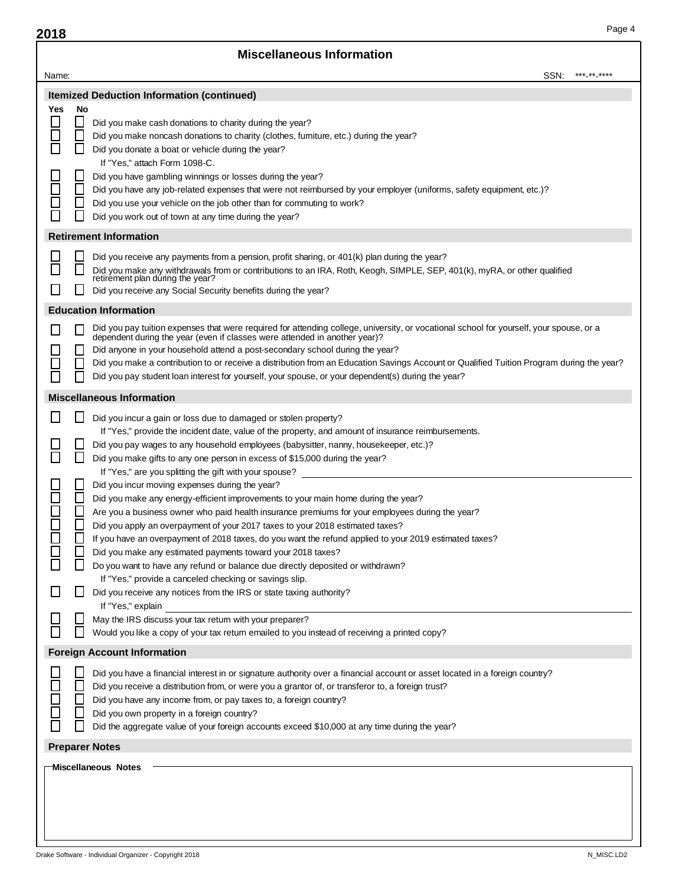# Miscellaneous Information

Name: SSN: ***-**-****

## Itemized Deduction Information (continued)

| Yes | No | |
|---|---|---|
| ☐ | ☐ | Did you make cash donations to charity during the year? |
| ☐ | ☐ | Did you make noncash donations to charity (clothes, furniture, etc.) during the year? |
| ☐ | ☐ | Did you donate a boat or vehicle during the year? If "Yes," attach Form 1098-C. |
| ☐ | ☐ | Did you have gambling winnings or losses during the year? |
| ☐ | ☐ | Did you have any job-related expenses that were not reimbursed by your employer (uniforms, safety equipment, etc.)? |
| ☐ | ☐ | Did you use your vehicle on the job other than for commuting to work? |
| ☐ | ☐ | Did you work out of town at any time during the year? |

## Retirement Information

| Yes | No | |
|---|---|---|
| ☐ | ☐ | Did you receive any payments from a pension, profit sharing, or 401(k) plan during the year? |
| ☐ | ☐ | Did you make any withdrawals from or contributions to an IRA, Roth, Keogh, SIMPLE, SEP, 401(k), myRA, or other qualified retirement plan during the year? |
| ☐ | ☐ | Did you receive any Social Security benefits during the year? |

## Education Information

| Yes | No | |
|---|---|---|
| ☐ | ☐ | Did you pay tuition expenses that were required for attending college, university, or vocational school for yourself, your spouse, or a dependent during the year (even if classes were attended in another year)? |
| ☐ | ☐ | Did anyone in your household attend a post-secondary school during the year? |
| ☐ | ☐ | Did you make a contribution to or receive a distribution from an Education Savings Account or Qualified Tuition Program during the year? |
| ☐ | ☐ | Did you pay student loan interest for yourself, your spouse, or your dependent(s) during the year? |

## Miscellaneous Information

| Yes | No | |
|---|---|---|
| ☐ | ☐ | Did you incur a gain or loss due to damaged or stolen property? If "Yes," provide the incident date, value of the property, and amount of insurance reimbursements. |
| ☐ | ☐ | Did you pay wages to any household employees (babysitter, nanny, housekeeper, etc.)? |
| ☐ | ☐ | Did you make gifts to any one person in excess of $15,000 during the year? If "Yes," are you splitting the gift with your spouse? ______ |
| ☐ | ☐ | Did you incur moving expenses during the year? |
| ☐ | ☐ | Did you make any energy-efficient improvements to your main home during the year? |
| ☐ | ☐ | Are you a business owner who paid health insurance premiums for your employees during the year? |
| ☐ | ☐ | Did you apply an overpayment of your 2017 taxes to your 2018 estimated taxes? |
| ☐ | ☐ | If you have an overpayment of 2018 taxes, do you want the refund applied to your 2019 estimated taxes? |
| ☐ | ☐ | Did you make any estimated payments toward your 2018 taxes? |
| ☐ | ☐ | Do you want to have any refund or balance due directly deposited or withdrawn? If "Yes," provide a canceled checking or savings slip. |
| ☐ | ☐ | Did you receive any notices from the IRS or state taxing authority? If "Yes," explain ______ |
| ☐ | ☐ | May the IRS discuss your tax return with your preparer? |
| ☐ | ☐ | Would you like a copy of your tax return emailed to you instead of receiving a printed copy? |

## Foreign Account Information

| Yes | No | |
|---|---|---|
| ☐ | ☐ | Did you have a financial interest in or signature authority over a financial account or asset located in a foreign country? |
| ☐ | ☐ | Did you receive a distribution from, or were you a grantor of, or transferor to, a foreign trust? |
| ☐ | ☐ | Did you have any income from, or pay taxes to, a foreign country? |
| ☐ | ☐ | Did you own property in a foreign country? |
| ☐ | ☐ | Did the aggregate value of your foreign accounts exceed $10,000 at any time during the year? |

## Preparer Notes

**Miscellaneous Notes**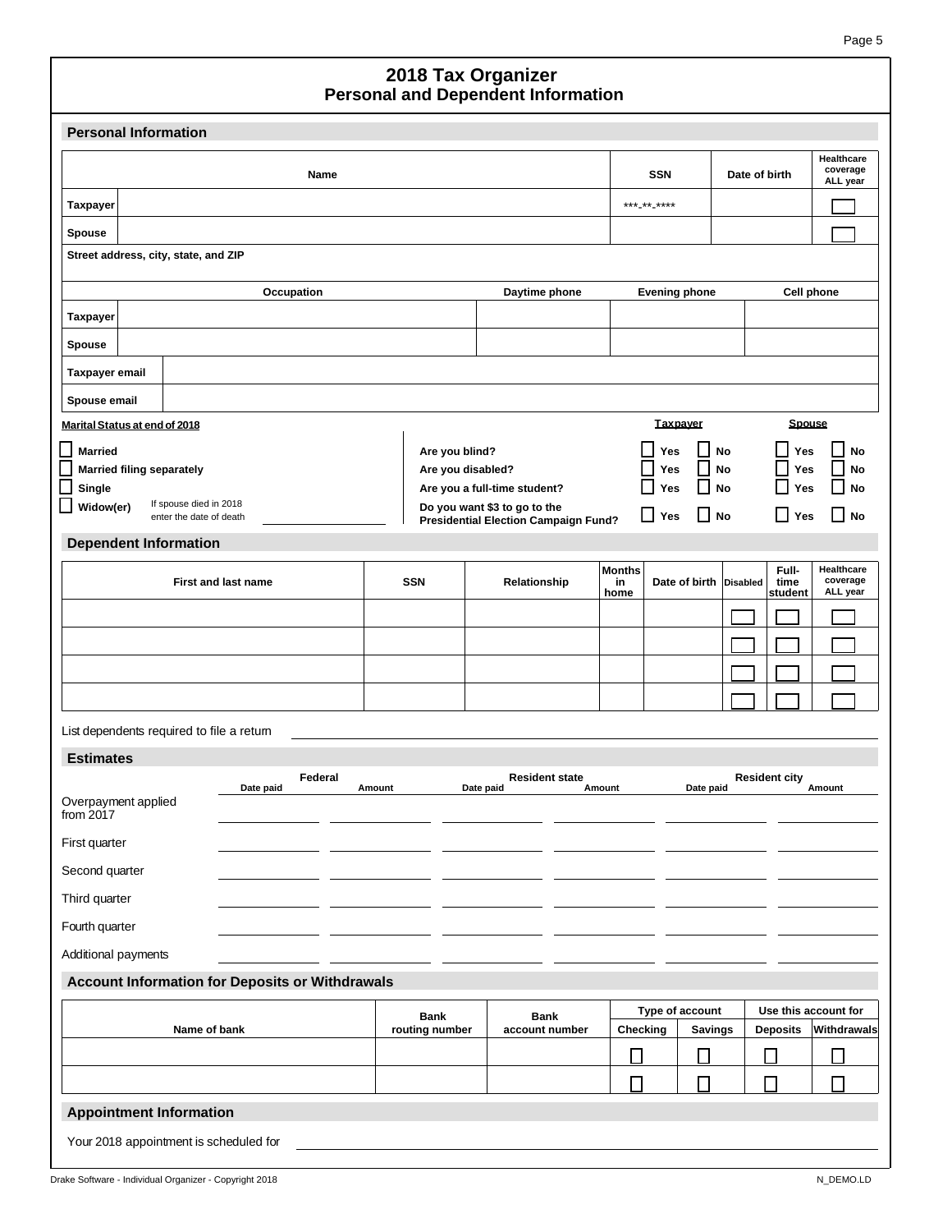# 2018 Tax Organizer
## Personal and Dependent Information

### Personal Information

| | Name | SSN | Date of birth | Healthcare coverage ALL year |
|---|---|---|---|---|
| Taxpayer | | ***-**-**** | | ☐ |
| Spouse | | | | ☐ |

Street address, city, state, and ZIP

| | Occupation | Daytime phone | Evening phone | Cell phone |
|---|---|---|---|---|
| Taxpayer | | | | |
| Spouse | | | | |

| | |
|---|---|
| Taxpayer email | |
| Spouse email | |

**Marital Status at end of 2018**

- ☐ Married
- ☐ Married filing separately
- ☐ Single
- ☐ Widow(er) — If spouse died in 2018 enter the date of death \_\_\_\_\_\_\_\_\_\_

| | Taxpayer | Spouse |
|---|---|---|
| Are you blind? | ☐ Yes ☐ No | ☐ Yes ☐ No |
| Are you disabled? | ☐ Yes ☐ No | ☐ Yes ☐ No |
| Are you a full-time student? | ☐ Yes ☐ No | ☐ Yes ☐ No |
| Do you want $3 to go to the Presidential Election Campaign Fund? | ☐ Yes ☐ No | ☐ Yes ☐ No |

### Dependent Information

| First and last name | SSN | Relationship | Months in home | Date of birth | Disabled | Full-time student | Healthcare coverage ALL year |
|---|---|---|---|---|---|---|---|
| | | | | | ☐ | ☐ | ☐ |
| | | | | | ☐ | ☐ | ☐ |
| | | | | | ☐ | ☐ | ☐ |
| | | | | | ☐ | ☐ | ☐ |

List dependents required to file a return \_\_\_\_\_\_\_\_\_\_

### Estimates

| | Federal | | Resident state | | Resident city | |
|---|---|---|---|---|---|---|
| | Date paid | Amount | Date paid | Amount | Date paid | Amount |
| Overpayment applied from 2017 | | | | | | |
| First quarter | | | | | | |
| Second quarter | | | | | | |
| Third quarter | | | | | | |
| Fourth quarter | | | | | | |
| Additional payments | | | | | | |

### Account Information for Deposits or Withdrawals

| Name of bank | Bank routing number | Bank account number | Type of account | | Use this account for | |
|---|---|---|---|---|---|---|
| | | | Checking | Savings | Deposits | Withdrawals |
| | | | ☐ | ☐ | ☐ | ☐ |
| | | | ☐ | ☐ | ☐ | ☐ |

### Appointment Information

Your 2018 appointment is scheduled for \_\_\_\_\_\_\_\_\_\_

Drake Software - Individual Organizer - Copyright 2018 N_DEMO.LD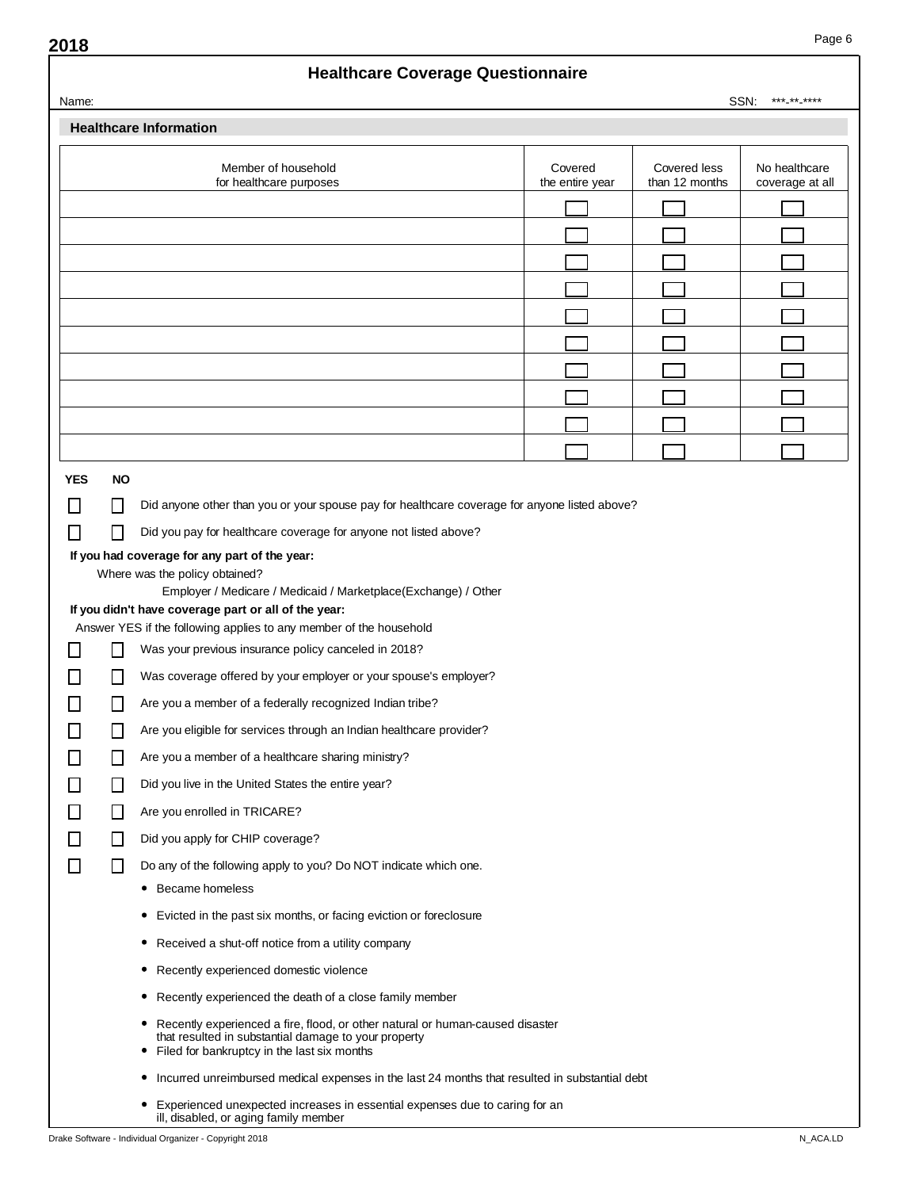2018

# Healthcare Coverage Questionnaire

Name: SSN: ***-**-****

## Healthcare Information

| Member of household for healthcare purposes | Covered the entire year | Covered less than 12 months | No healthcare coverage at all |
|---|---|---|---|
| | ☐ | ☐ | ☐ |
| | ☐ | ☐ | ☐ |
| | ☐ | ☐ | ☐ |
| | ☐ | ☐ | ☐ |
| | ☐ | ☐ | ☐ |
| | ☐ | ☐ | ☐ |
| | ☐ | ☐ | ☐ |
| | ☐ | ☐ | ☐ |
| | ☐ | ☐ | ☐ |
| | ☐ | ☐ | ☐ |

| YES | NO | |
|---|---|---|
| ☐ | ☐ | Did anyone other than you or your spouse pay for healthcare coverage for anyone listed above? |
| ☐ | ☐ | Did you pay for healthcare coverage for anyone not listed above? |

**If you had coverage for any part of the year:**

Where was the policy obtained?

Employer / Medicare / Medicaid / Marketplace(Exchange) / Other

**If you didn't have coverage part or all of the year:**

Answer YES if the following applies to any member of the household

| YES | NO | |
|---|---|---|
| ☐ | ☐ | Was your previous insurance policy canceled in 2018? |
| ☐ | ☐ | Was coverage offered by your employer or your spouse's employer? |
| ☐ | ☐ | Are you a member of a federally recognized Indian tribe? |
| ☐ | ☐ | Are you eligible for services through an Indian healthcare provider? |
| ☐ | ☐ | Are you a member of a healthcare sharing ministry? |
| ☐ | ☐ | Did you live in the United States the entire year? |
| ☐ | ☐ | Are you enrolled in TRICARE? |
| ☐ | ☐ | Did you apply for CHIP coverage? |
| ☐ | ☐ | Do any of the following apply to you? Do NOT indicate which one. |

- Became homeless
- Evicted in the past six months, or facing eviction or foreclosure
- Received a shut-off notice from a utility company
- Recently experienced domestic violence
- Recently experienced the death of a close family member
- Recently experienced a fire, flood, or other natural or human-caused disaster that resulted in substantial damage to your property
- Filed for bankruptcy in the last six months
- Incurred unreimbursed medical expenses in the last 24 months that resulted in substantial debt
- Experienced unexpected increases in essential expenses due to caring for an ill, disabled, or aging family member

Drake Software - Individual Organizer - Copyright 2018 N_ACA.LD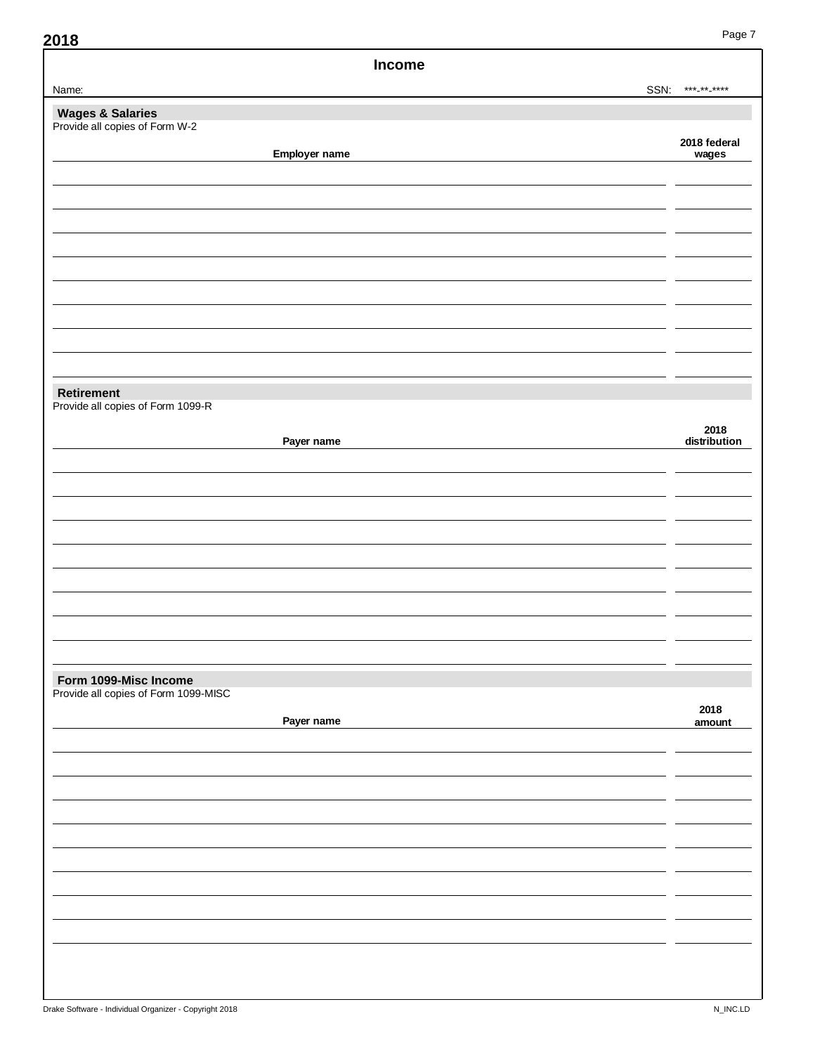# Income

Name: SSN: ***-**-****

## Wages & Salaries

Provide all copies of Form W-2

| Employer name | 2018 federal wages |
|---|---|
| | |
| | |
| | |
| | |
| | |
| | |
| | |
| | |
| | |

## Retirement

Provide all copies of Form 1099-R

| Payer name | 2018 distribution |
|---|---|
| | |
| | |
| | |
| | |
| | |
| | |
| | |
| | |
| | |

## Form 1099-Misc Income

Provide all copies of Form 1099-MISC

| Payer name | 2018 amount |
|---|---|
| | |
| | |
| | |
| | |
| | |
| | |
| | |
| | |
| | |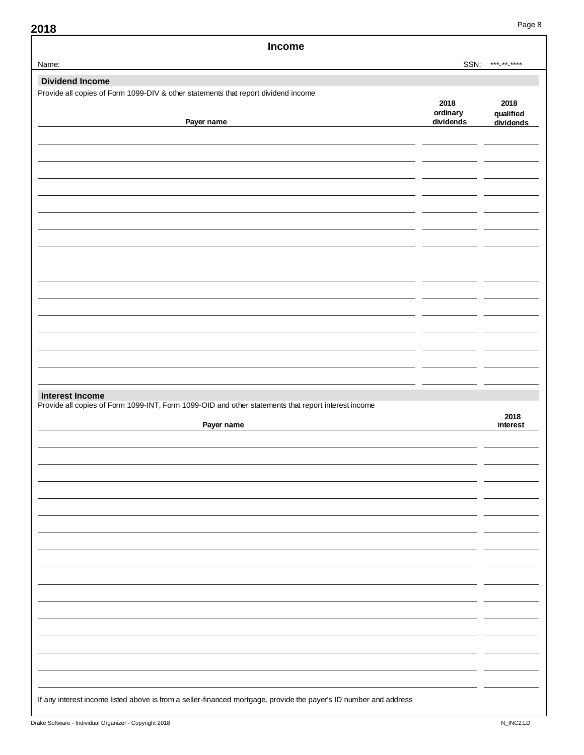# 2018

## Income

Name: SSN: \*\*\*-\*\*-\*\*\*\*

### Dividend Income

Provide all copies of Form 1099-DIV & other statements that report dividend income

| Payer name | 2018 ordinary dividends | 2018 qualified dividends |
|---|---|---|
| | | |
| | | |
| | | |
| | | |
| | | |
| | | |
| | | |
| | | |
| | | |
| | | |
| | | |
| | | |
| | | |
| | | |
| | | |

### Interest Income

Provide all copies of Form 1099-INT, Form 1099-OID and other statements that report interest income

| Payer name | 2018 interest |
|---|---|
| | |
| | |
| | |
| | |
| | |
| | |
| | |
| | |
| | |
| | |
| | |
| | |
| | |
| | |
| | |

If any interest income listed above is from a seller-financed mortgage, provide the payer's ID number and address

Drake Software - Individual Organizer - Copyright 2018 N_INC2.LD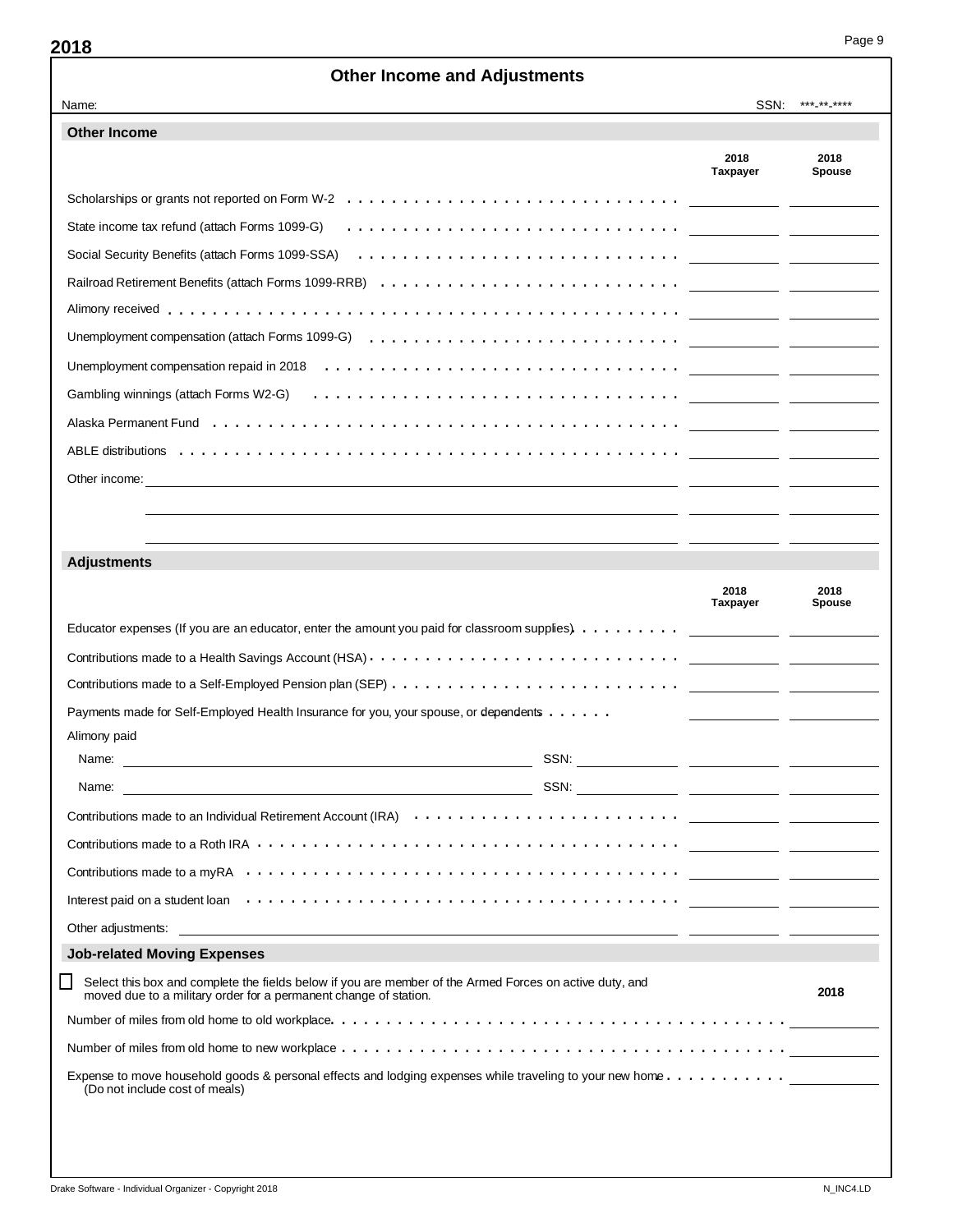2018

# Other Income and Adjustments

Name: SSN: ***-**-****

## Other Income

| | 2018 Taxpayer | 2018 Spouse |
|---|---|---|
| Scholarships or grants not reported on Form W-2 | | |
| State income tax refund (attach Forms 1099-G) | | |
| Social Security Benefits (attach Forms 1099-SSA) | | |
| Railroad Retirement Benefits (attach Forms 1099-RRB) | | |
| Alimony received | | |
| Unemployment compensation (attach Forms 1099-G) | | |
| Unemployment compensation repaid in 2018 | | |
| Gambling winnings (attach Forms W2-G) | | |
| Alaska Permanent Fund | | |
| ABLE distributions | | |
| Other income: | | |
| | | |
| | | |

## Adjustments

| | 2018 Taxpayer | 2018 Spouse |
|---|---|---|
| Educator expenses (If you are an educator, enter the amount you paid for classroom supplies) | | |
| Contributions made to a Health Savings Account (HSA) | | |
| Contributions made to a Self-Employed Pension plan (SEP) | | |
| Payments made for Self-Employed Health Insurance for you, your spouse, or dependents | | |
| Alimony paid | | |
| Name: SSN: | | |
| Name: SSN: | | |
| Contributions made to an Individual Retirement Account (IRA) | | |
| Contributions made to a Roth IRA | | |
| Contributions made to a myRA | | |
| Interest paid on a student loan | | |
| Other adjustments: | | |

## Job-related Moving Expenses

| | 2018 |
|---|---|
| ☐ Select this box and complete the fields below if you are member of the Armed Forces on active duty, and moved due to a military order for a permanent change of station. | |
| Number of miles from old home to old workplace | |
| Number of miles from old home to new workplace | |
| Expense to move household goods & personal effects and lodging expenses while traveling to your new home (Do not include cost of meals) | |

Drake Software - Individual Organizer - Copyright 2018 N_INC4.LD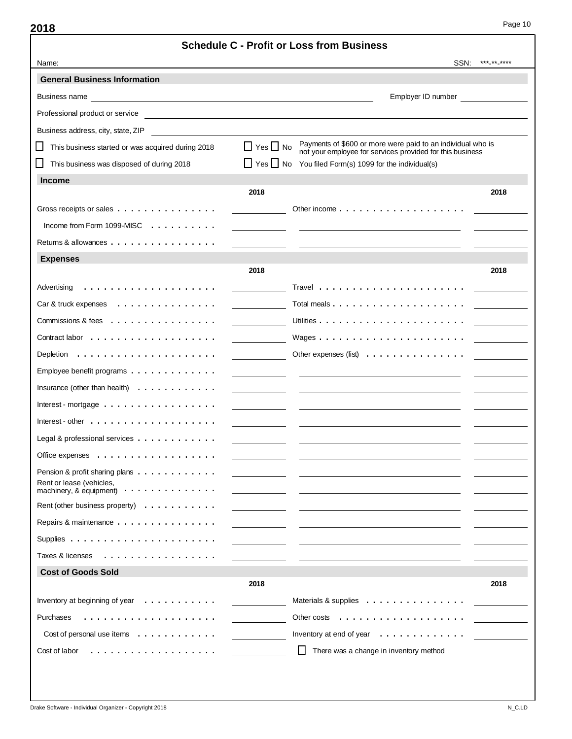# Schedule C - Profit or Loss from Business

Name: SSN: \*\*\*-\*\*-\*\*\*\*

## General Business Information

Business name ____________________ Employer ID number ____________

Professional product or service ____________________

Business address, city, state, ZIP ____________________

☐ This business started or was acquired during 2018 ☐ Yes ☐ No Payments of $600 or more were paid to an individual who is not your employee for services provided for this business

☐ This business was disposed of during 2018 ☐ Yes ☐ No You filed Form(s) 1099 for the individual(s)

## Income

| | 2018 | | 2018 |
|---|---|---|---|
| Gross receipts or sales | | Other income | |
| Income from Form 1099-MISC | | | |
| Returns & allowances | | | |

## Expenses

| | 2018 | | 2018 |
|---|---|---|---|
| Advertising | | Travel | |
| Car & truck expenses | | Total meals | |
| Commissions & fees | | Utilities | |
| Contract labor | | Wages | |
| Depletion | | Other expenses (list) | |
| Employee benefit programs | | | |
| Insurance (other than health) | | | |
| Interest - mortgage | | | |
| Interest - other | | | |
| Legal & professional services | | | |
| Office expenses | | | |
| Pension & profit sharing plans | | | |
| Rent or lease (vehicles, machinery, & equipment) | | | |
| Rent (other business property) | | | |
| Repairs & maintenance | | | |
| Supplies | | | |
| Taxes & licenses | | | |

## Cost of Goods Sold

| | 2018 | | 2018 |
|---|---|---|---|
| Inventory at beginning of year | | Materials & supplies | |
| Purchases | | Other costs | |
| Cost of personal use items | | Inventory at end of year | |
| Cost of labor | | ☐ There was a change in inventory method | |

Drake Software - Individual Organizer - Copyright 2018 N_C.LD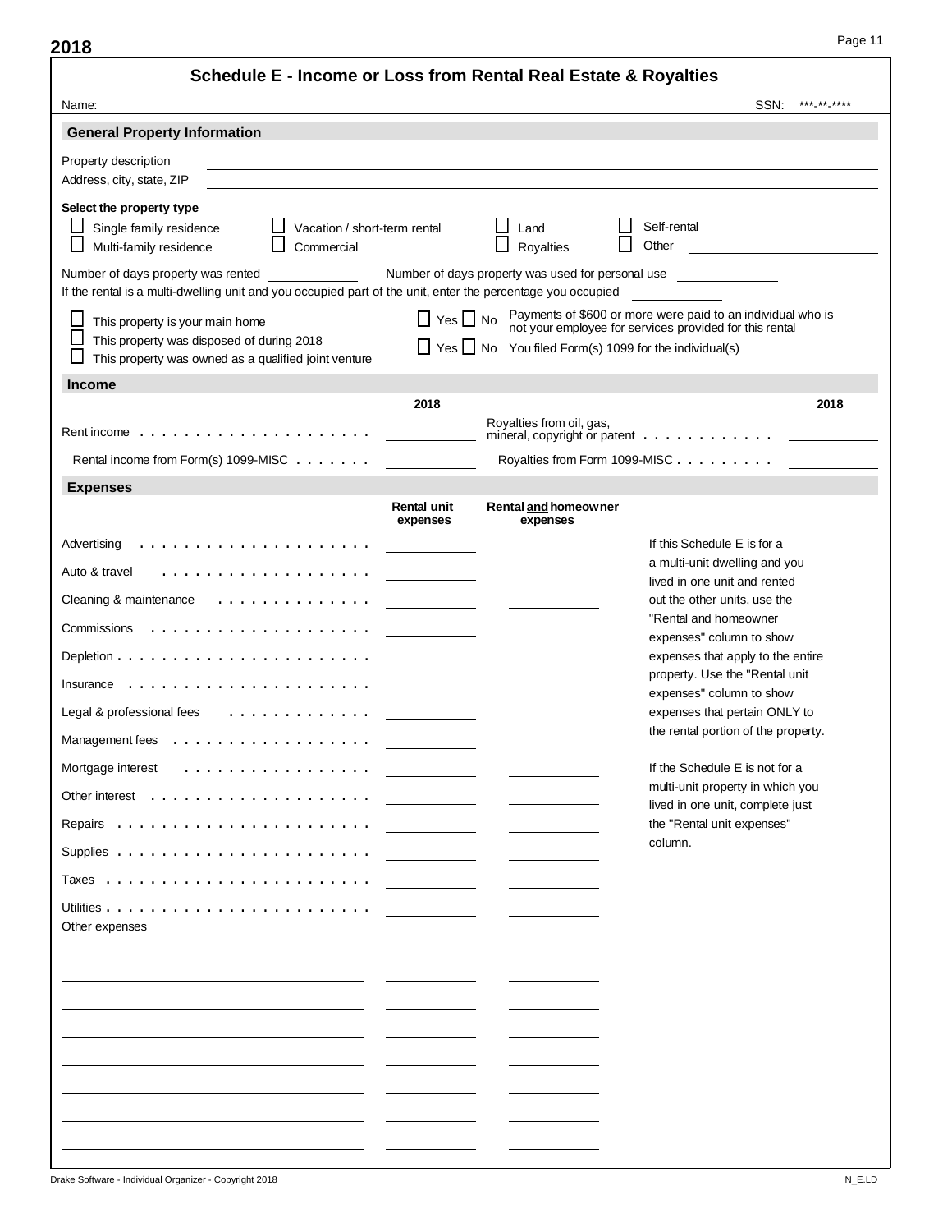## 2018

# Schedule E - Income or Loss from Rental Real Estate & Royalties

Name: SSN: ***-**-****

## General Property Information

Property description

Address, city, state, ZIP

**Select the property type**

☐ Single family residence ☐ Vacation / short-term rental ☐ Land ☐ Self-rental

☐ Multi-family residence ☐ Commercial ☐ Royalties ☐ Other

Number of days property was rented ______ Number of days property was used for personal use ______

If the rental is a multi-dwelling unit and you occupied part of the unit, enter the percentage you occupied ______

☐ This property is your main home

☐ This property was disposed of during 2018

☐ This property was owned as a qualified joint venture

☐ Yes ☐ No Payments of $600 or more were paid to an individual who is not your employee for services provided for this rental

☐ Yes ☐ No You filed Form(s) 1099 for the individual(s)

## Income

| | 2018 | | 2018 |
|---|---|---|---|
| Rent income | | Royalties from oil, gas, mineral, copyright or patent | |
| Rental income from Form(s) 1099-MISC | | Royalties from Form 1099-MISC | |

## Expenses

| | Rental unit expenses | Rental **and** homeowner expenses |
|---|---|---|
| Advertising | | |
| Auto & travel | | |
| Cleaning & maintenance | | |
| Commissions | | |
| Depletion | | |
| Insurance | | |
| Legal & professional fees | | |
| Management fees | | |
| Mortgage interest | | |
| Other interest | | |
| Repairs | | |
| Supplies | | |
| Taxes | | |
| Utilities | | |
| Other expenses | | |
| | | |
| | | |
| | | |
| | | |
| | | |
| | | |
| | | |
| | | |

If this Schedule E is for a multi-unit dwelling and you lived in one unit and rented out the other units, use the "Rental and homeowner expenses" column to show expenses that apply to the entire property. Use the "Rental unit expenses" column to show expenses that pertain ONLY to the rental portion of the property.

If the Schedule E is not for a multi-unit property in which you lived in one unit, complete just the "Rental unit expenses" column.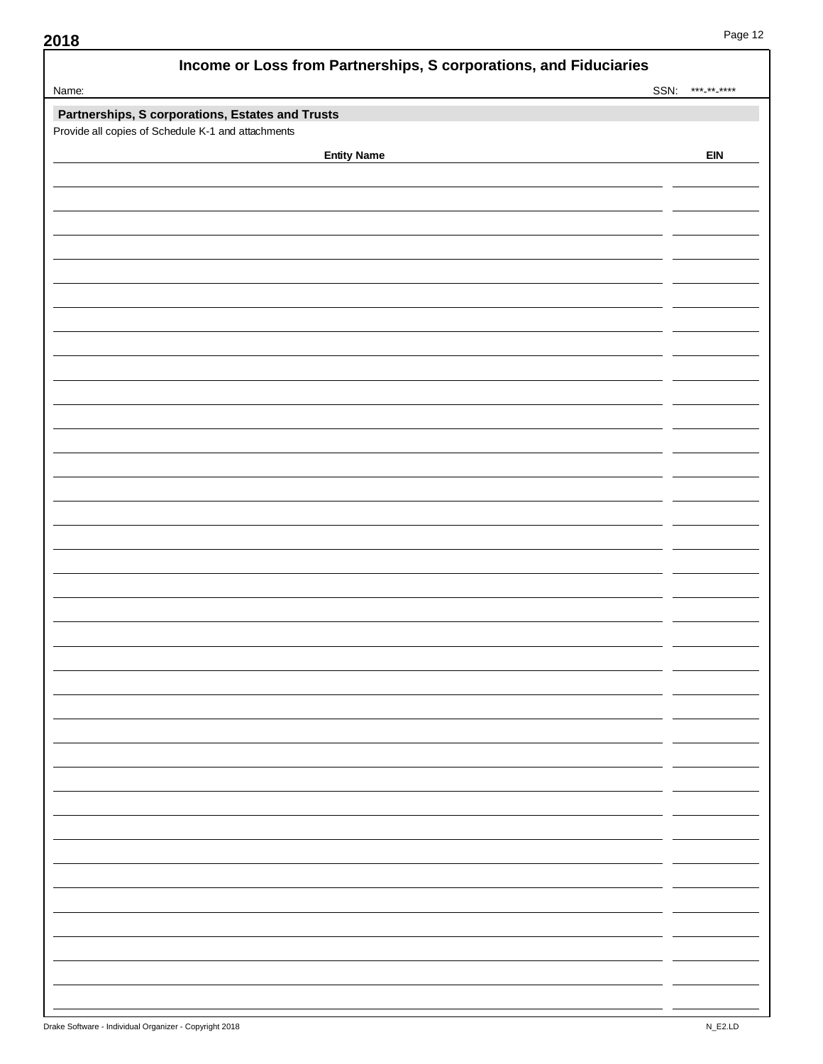# Income or Loss from Partnerships, S corporations, and Fiduciaries

Name: SSN: \*\*\*-\*\*-\*\*\*\*

## Partnerships, S corporations, Estates and Trusts

Provide all copies of Schedule K-1 and attachments

| Entity Name | EIN |
|---|---|
| | |
| | |
| | |
| | |
| | |
| | |
| | |
| | |
| | |
| | |
| | |
| | |
| | |
| | |
| | |
| | |
| | |
| | |
| | |
| | |
| | |
| | |
| | |
| | |
| | |
| | |
| | |
| | |
| | |
| | |
| | |
| | |
| | |
| | |
| | |
| | |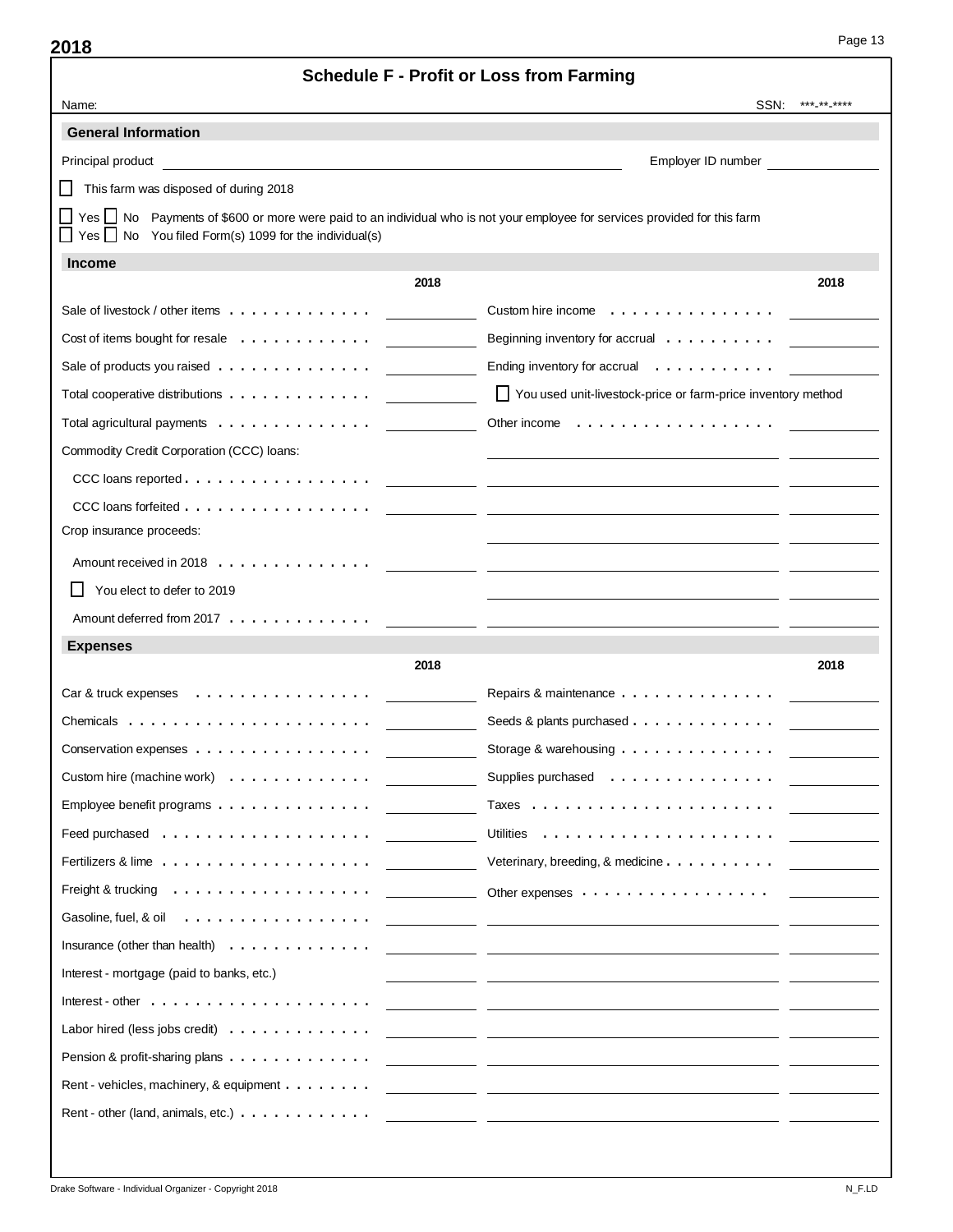## Schedule F - Profit or Loss from Farming

Name: SSN: \*\*\*-\*\*-\*\*\*\*

### General Information

Principal product \_\_\_\_\_\_\_\_\_\_ Employer ID number \_\_\_\_\_\_\_\_\_\_

☐ This farm was disposed of during 2018

☐ Yes ☐ No Payments of $600 or more were paid to an individual who is not your employee for services provided for this farm

☐ Yes ☐ No You filed Form(s) 1099 for the individual(s)

### Income

| | 2018 | | 2018 |
|---|---|---|---|
| Sale of livestock / other items | | Custom hire income | |
| Cost of items bought for resale | | Beginning inventory for accrual | |
| Sale of products you raised | | Ending inventory for accrual | |
| Total cooperative distributions | | ☐ You used unit-livestock-price or farm-price inventory method | |
| Total agricultural payments | | Other income | |
| Commodity Credit Corporation (CCC) loans: | | | |
| CCC loans reported | | | |
| CCC loans forfeited | | | |
| Crop insurance proceeds: | | | |
| Amount received in 2018 | | | |
| ☐ You elect to defer to 2019 | | | |
| Amount deferred from 2017 | | | |

### Expenses

| | 2018 | | 2018 |
|---|---|---|---|
| Car & truck expenses | | Repairs & maintenance | |
| Chemicals | | Seeds & plants purchased | |
| Conservation expenses | | Storage & warehousing | |
| Custom hire (machine work) | | Supplies purchased | |
| Employee benefit programs | | Taxes | |
| Feed purchased | | Utilities | |
| Fertilizers & lime | | Veterinary, breeding, & medicine | |
| Freight & trucking | | Other expenses | |
| Gasoline, fuel, & oil | | | |
| Insurance (other than health) | | | |
| Interest - mortgage (paid to banks, etc.) | | | |
| Interest - other | | | |
| Labor hired (less jobs credit) | | | |
| Pension & profit-sharing plans | | | |
| Rent - vehicles, machinery, & equipment | | | |
| Rent - other (land, animals, etc.) | | | |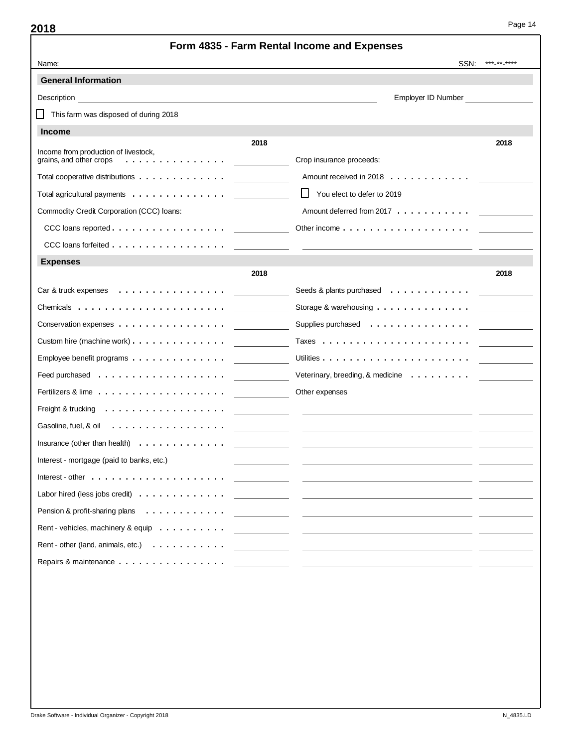## Form 4835 - Farm Rental Income and Expenses

Name: SSN: \*\*\*-\*\*-\*\*\*\*

### General Information

Description ______________________ Employer ID Number ____________

☐ This farm was disposed of during 2018

### Income

| | 2018 | | 2018 |
|---|---|---|---|
| Income from production of livestock, grains, and other crops | | Crop insurance proceeds: | |
| Total cooperative distributions | | Amount received in 2018 | |
| Total agricultural payments | | ☐ You elect to defer to 2019 | |
| Commodity Credit Corporation (CCC) loans: | | Amount deferred from 2017 | |
| CCC loans reported | | Other income | |
| CCC loans forfeited | | | |

### Expenses

| | 2018 | | 2018 |
|---|---|---|---|
| Car & truck expenses | | Seeds & plants purchased | |
| Chemicals | | Storage & warehousing | |
| Conservation expenses | | Supplies purchased | |
| Custom hire (machine work) | | Taxes | |
| Employee benefit programs | | Utilities | |
| Feed purchased | | Veterinary, breeding, & medicine | |
| Fertilizers & lime | | Other expenses | |
| Freight & trucking | | | |
| Gasoline, fuel, & oil | | | |
| Insurance (other than health) | | | |
| Interest - mortgage (paid to banks, etc.) | | | |
| Interest - other | | | |
| Labor hired (less jobs credit) | | | |
| Pension & profit-sharing plans | | | |
| Rent - vehicles, machinery & equip | | | |
| Rent - other (land, animals, etc.) | | | |
| Repairs & maintenance | | | |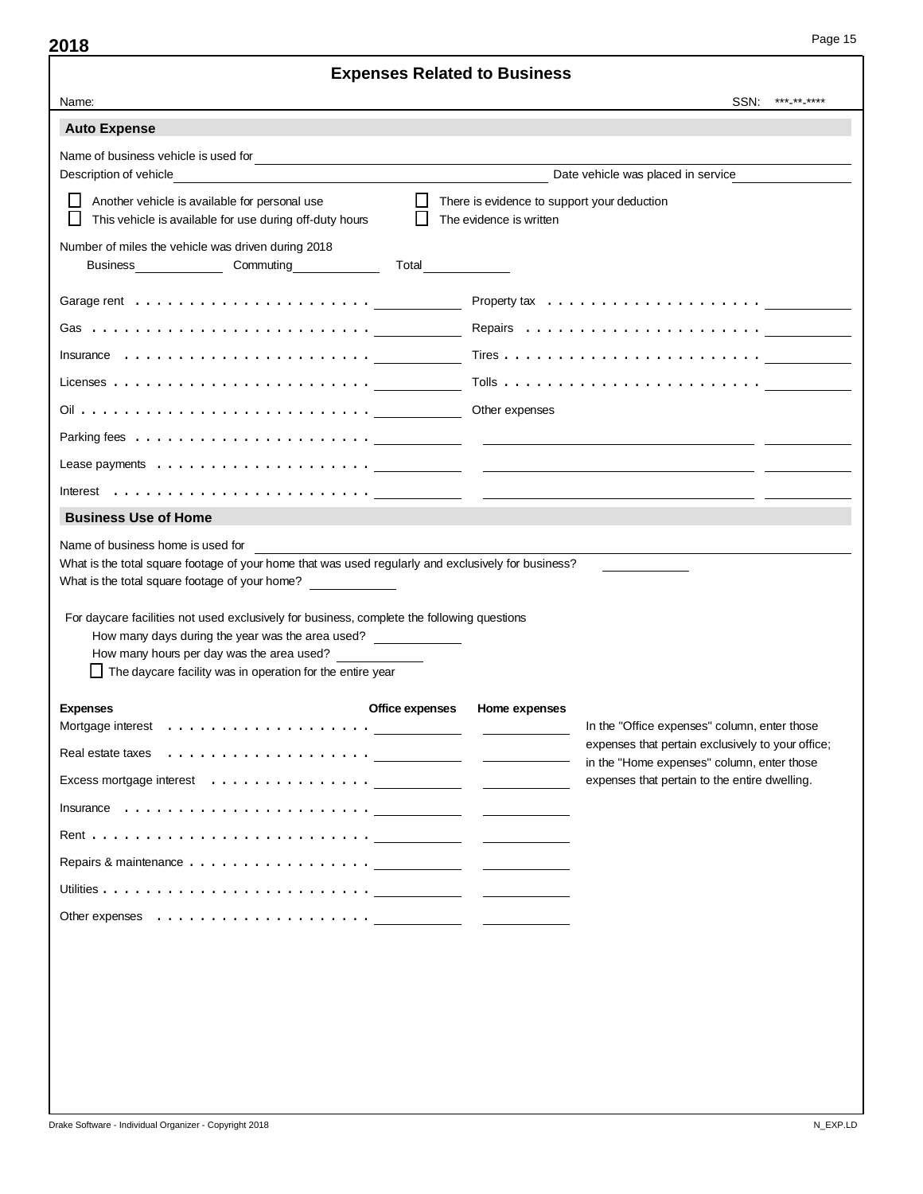# Expenses Related to Business

Name: SSN: ***-**-****

## Auto Expense

Name of business vehicle is used for ____________________

Description of vehicle ____________________ Date vehicle was placed in service ____________________

☐ Another vehicle is available for personal use
☐ This vehicle is available for use during off-duty hours
☐ There is evidence to support your deduction
☐ The evidence is written

Number of miles the vehicle was driven during 2018

Business ________ Commuting ________ Total ________

| | | | |
|---|---|---|---|
| Garage rent | | Property tax | |
| Gas | | Repairs | |
| Insurance | | Tires | |
| Licenses | | Tolls | |
| Oil | | Other expenses | |
| Parking fees | | | |
| Lease payments | | | |
| Interest | | | |

## Business Use of Home

Name of business home is used for ____________________

What is the total square footage of your home that was used regularly and exclusively for business? ________

What is the total square footage of your home? ________

For daycare facilities not used exclusively for business, complete the following questions

How many days during the year was the area used? ________

How many hours per day was the area used? ________

☐ The daycare facility was in operation for the entire year

| Expenses | Office expenses | Home expenses |
|---|---|---|
| Mortgage interest | | |
| Real estate taxes | | |
| Excess mortgage interest | | |
| Insurance | | |
| Rent | | |
| Repairs & maintenance | | |
| Utilities | | |
| Other expenses | | |

In the "Office expenses" column, enter those expenses that pertain exclusively to your office; in the "Home expenses" column, enter those expenses that pertain to the entire dwelling.

Drake Software - Individual Organizer - Copyright 2018 N_EXP.LD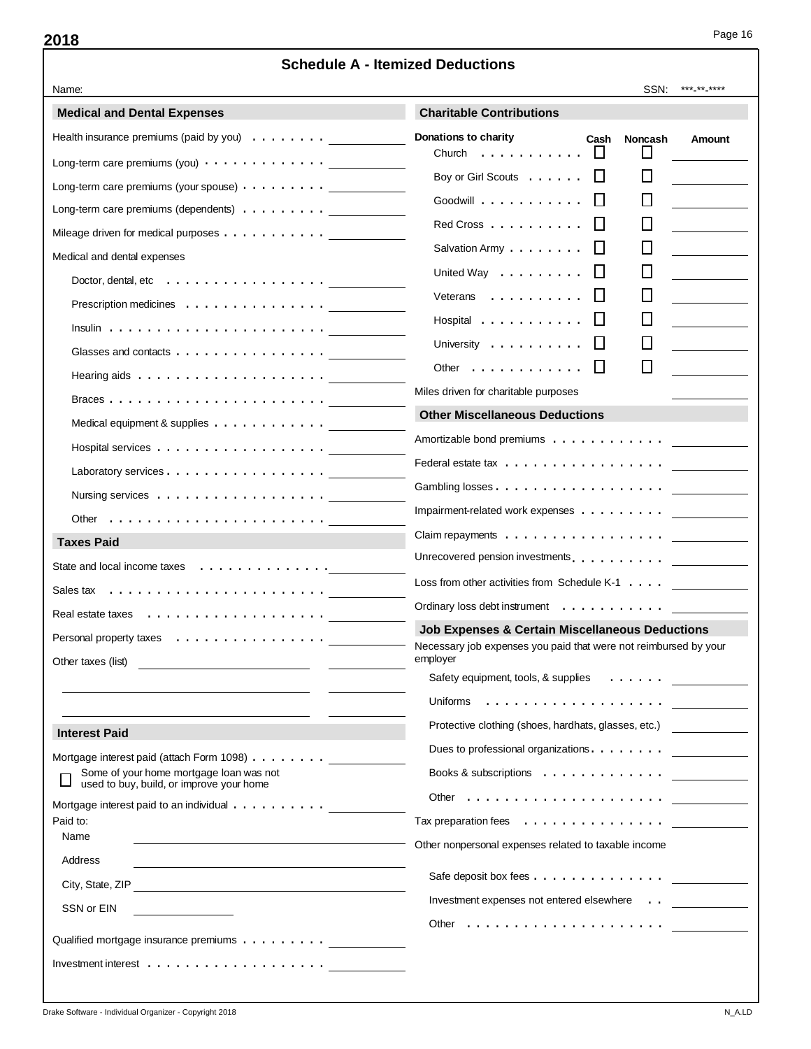2018

# Schedule A - Itemized Deductions

Name: SSN: ***-**-****

## Medical and Dental Expenses

Health insurance premiums (paid by you) . . . . . . . . ____________

Long-term care premiums (you) . . . . . . . . . . . . . ____________

Long-term care premiums (your spouse) . . . . . . . . . ____________

Long-term care premiums (dependents) . . . . . . . . . ____________

Mileage driven for medical purposes . . . . . . . . . . . ____________

Medical and dental expenses

- Doctor, dental, etc . . . . . . . . . . . . . . . . . ____________
- Prescription medicines . . . . . . . . . . . . . . . ____________
- Insulin . . . . . . . . . . . . . . . . . . . . . . . ____________
- Glasses and contacts . . . . . . . . . . . . . . . . ____________
- Hearing aids . . . . . . . . . . . . . . . . . . . . ____________
- Braces . . . . . . . . . . . . . . . . . . . . . . . ____________
- Medical equipment & supplies . . . . . . . . . . . . ____________
- Hospital services . . . . . . . . . . . . . . . . . . ____________
- Laboratory services . . . . . . . . . . . . . . . . . ____________
- Nursing services . . . . . . . . . . . . . . . . . . ____________
- Other . . . . . . . . . . . . . . . . . . . . . . . ____________

## Taxes Paid

State and local income taxes . . . . . . . . . . . . . . ____________

Sales tax . . . . . . . . . . . . . . . . . . . . . . . ____________

Real estate taxes . . . . . . . . . . . . . . . . . . . ____________

Personal property taxes . . . . . . . . . . . . . . . . ____________

Other taxes (list) ____________________ ____________

____________________ ____________

____________________ ____________

## Interest Paid

Mortgage interest paid (attach Form 1098) . . . . . . . . ____________

☐ Some of your home mortgage loan was not used to buy, build, or improve your home

Mortgage interest paid to an individual . . . . . . . . . ____________

Paid to:

Name ____________________

Address ____________________

City, State, ZIP ____________________

SSN or EIN ____________

Qualified mortgage insurance premiums . . . . . . . . . ____________

Investment interest . . . . . . . . . . . . . . . . . . ____________

## Charitable Contributions

| Donations to charity | Cash | Noncash | Amount |
|---|---|---|---|
| Church | ☐ | ☐ | |
| Boy or Girl Scouts | ☐ | ☐ | |
| Goodwill | ☐ | ☐ | |
| Red Cross | ☐ | ☐ | |
| Salvation Army | ☐ | ☐ | |
| United Way | ☐ | ☐ | |
| Veterans | ☐ | ☐ | |
| Hospital | ☐ | ☐ | |
| University | ☐ | ☐ | |
| Other | ☐ | ☐ | |

Miles driven for charitable purposes ____________

## Other Miscellaneous Deductions

Amortizable bond premiums . . . . . . . . . . . . ____________

Federal estate tax . . . . . . . . . . . . . . . . ____________

Gambling losses . . . . . . . . . . . . . . . . . ____________

Impairment-related work expenses . . . . . . . . . ____________

Claim repayments . . . . . . . . . . . . . . . . . ____________

Unrecovered pension investments . . . . . . . . . . ____________

Loss from other activities from Schedule K-1 . . . . ____________

Ordinary loss debt instrument . . . . . . . . . . . ____________

## Job Expenses & Certain Miscellaneous Deductions

Necessary job expenses you paid that were not reimbursed by your employer

- Safety equipment, tools, & supplies . . . . . . ____________
- Uniforms . . . . . . . . . . . . . . . . . . . ____________
- Protective clothing (shoes, hardhats, glasses, etc.) ____________
- Dues to professional organizations . . . . . . . . ____________
- Books & subscriptions . . . . . . . . . . . . . ____________
- Other . . . . . . . . . . . . . . . . . . . . . ____________

Tax preparation fees . . . . . . . . . . . . . . . ____________

Other nonpersonal expenses related to taxable income

- Safe deposit box fees . . . . . . . . . . . . . . ____________
- Investment expenses not entered elsewhere . . ____________
- Other . . . . . . . . . . . . . . . . . . . . . ____________

Drake Software - Individual Organizer - Copyright 2018 N_A.LD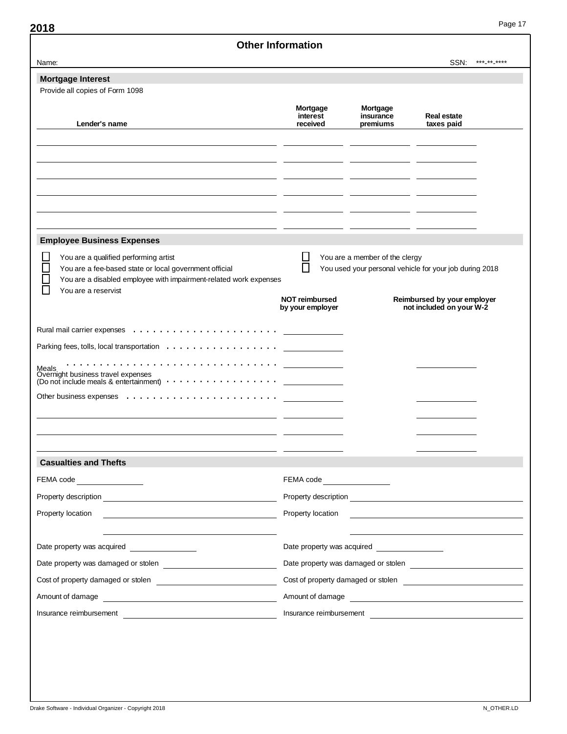# Other Information

Name: SSN: ***-**-****

## Mortgage Interest

Provide all copies of Form 1098

| Lender's name | Mortgage interest received | Mortgage insurance premiums | Real estate taxes paid |
|---|---|---|---|
| | | | |
| | | | |
| | | | |
| | | | |
| | | | |
| | | | |

## Employee Business Expenses

- ☐ You are a qualified performing artist
- ☐ You are a fee-based state or local government official
- ☐ You are a disabled employee with impairment-related work expenses
- ☐ You are a reservist
- ☐ You are a member of the clergy
- ☐ You used your personal vehicle for your job during 2018

| | NOT reimbursed by your employer | Reimbursed by your employer not included on your W-2 |
|---|---|---|
| Rural mail carrier expenses | | |
| Parking fees, tolls, local transportation | | |
| Meals | | |
| Overnight business travel expenses (Do not include meals & entertainment) | | |
| Other business expenses | | |
| | | |
| | | |
| | | |

## Casualties and Thefts

FEMA code

Property description

Property location

Date property was acquired

Date property was damaged or stolen

Cost of property damaged or stolen

Amount of damage

Insurance reimbursement

FEMA code

Property description

Property location

Date property was acquired

Date property was damaged or stolen

Cost of property damaged or stolen

Amount of damage

Insurance reimbursement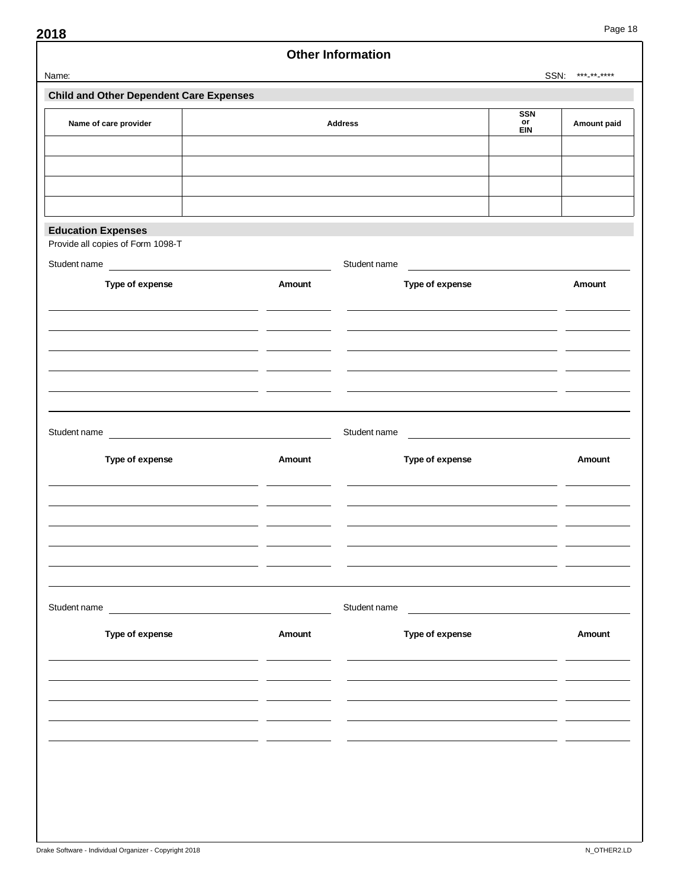2018

# Other Information

Name: SSN: ***-**-****

## Child and Other Dependent Care Expenses

| Name of care provider | Address | SSN or EIN | Amount paid |
|---|---|---|---|
| | | | |
| | | | |
| | | | |
| | | | |

## Education Expenses

Provide all copies of Form 1098-T

Student name ______________________ Student name ______________________

| Type of expense | Amount | Type of expense | Amount |
|---|---|---|---|
| | | | |
| | | | |
| | | | |
| | | | |
| | | | |

Student name ______________________ Student name ______________________

| Type of expense | Amount | Type of expense | Amount |
|---|---|---|---|
| | | | |
| | | | |
| | | | |
| | | | |
| | | | |

Student name ______________________ Student name ______________________

| Type of expense | Amount | Type of expense | Amount |
|---|---|---|---|
| | | | |
| | | | |
| | | | |
| | | | |
| | | | |

Drake Software - Individual Organizer - Copyright 2018 N_OTHER2.LD